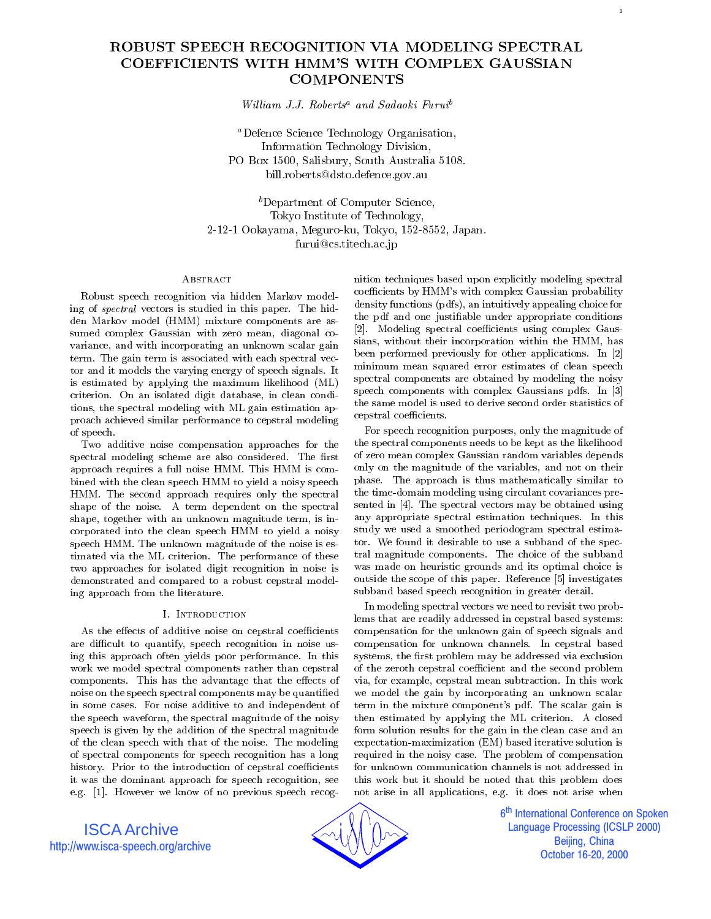# ROBUST SPEECH RECOGNITION VIA MODELING SPECTRAL COEFFICIENTS WITH HMM'S WITH COMPLEX GAUSSIAN COMPONENTS

*William J.J. Roberts*[a] *and Sadaoki Furui*[b]

[a]Defence Science Technology Organisation,
Information Technology Division,
PO Box 1500, Salisbury, South Australia 5108.
bill.roberts@dsto.defence.gov.au

[b]Department of Computer Science,
Tokyo Institute of Technology,
2-12-1 Ookayama, Meguro-ku, Tokyo, 152-8552, Japan.
furui@cs.titech.ac.jp

## Abstract

Robust speech recognition via hidden Markov modeling of *spectral* vectors is studied in this paper. The hidden Markov model (HMM) mixture components are assumed complex Gaussian with zero mean, diagonal covariance, and with incorporating an unknown scalar gain term. The gain term is associated with each spectral vector and it models the varying energy of speech signals. It is estimated by applying the maximum likelihood (ML) criterion. On an isolated digit database, in clean conditions, the spectral modeling with ML gain estimation approach achieved similar performance to cepstral modeling of speech.

Two additive noise compensation approaches for the spectral modeling scheme are also considered. The first approach requires a full noise HMM. This HMM is combined with the clean speech HMM to yield a noisy speech HMM. The second approach requires only the spectral shape of the noise. A term dependent on the spectral shape, together with an unknown magnitude term, is incorporated into the clean speech HMM to yield a noisy speech HMM. The unknown magnitude of the noise is estimated via the ML criterion. The performance of these two approaches for isolated digit recognition in noise is demonstrated and compared to a robust cepstral modeling approach from the literature.

## I. Introduction

As the effects of additive noise on cepstral coefficients are difficult to quantify, speech recognition in noise using this approach often yields poor performance. In this work we model spectral components rather than cepstral components. This has the advantage that the effects of noise on the speech spectral components may be quantified in some cases. For noise additive to and independent of the speech waveform, the spectral magnitude of the noisy speech is given by the addition of the spectral magnitude of the clean speech with that of the noise. The modeling of spectral components for speech recognition has a long history. Prior to the introduction of cepstral coefficients it was the dominant approach for speech recognition, see e.g. [1]. However we know of no previous speech recognition techniques based upon explicitly modeling spectral coefficients by HMM's with complex Gaussian probability density functions (pdfs), an intuitively appealing choice for the pdf and one justifiable under appropriate conditions [2]. Modeling spectral coefficients using complex Gaussians, without their incorporation within the HMM, has been performed previously for other applications. In [2] minimum mean squared error estimates of clean speech spectral components are obtained by modeling the noisy speech components with complex Gaussians pdfs. In [3] the same model is used to derive second order statistics of cepstral coefficients.

For speech recognition purposes, only the magnitude of the spectral components needs to be kept as the likelihood of zero mean complex Gaussian random variables depends only on the magnitude of the variables, and not on their phase. The approach is thus mathematically similar to the time-domain modeling using circulant covariances presented in [4]. The spectral vectors may be obtained using any appropriate spectral estimation techniques. In this study we used a smoothed periodogram spectral estimator. We found it desirable to use a subband of the spectral magnitude components. The choice of the subband was made on heuristic grounds and its optimal choice is outside the scope of this paper. Reference [5] investigates subband based speech recognition in greater detail.

In modeling spectral vectors we need to revisit two problems that are readily addressed in cepstral based systems: compensation for the unknown gain of speech signals and compensation for unknown channels. In cepstral based systems, the first problem may be addressed via exclusion of the zeroth cepstral coefficient and the second problem via, for example, cepstral mean subtraction. In this work we model the gain by incorporating an unknown scalar term in the mixture component's pdf. The scalar gain is then estimated by applying the ML criterion. A closed form solution results for the gain in the clean case and an expectation-maximization (EM) based iterative solution is required in the noisy case. The problem of compensation for unknown communication channels is not addressed in this work but it should be noted that this problem does not arise in all applications, e.g. it does not arise when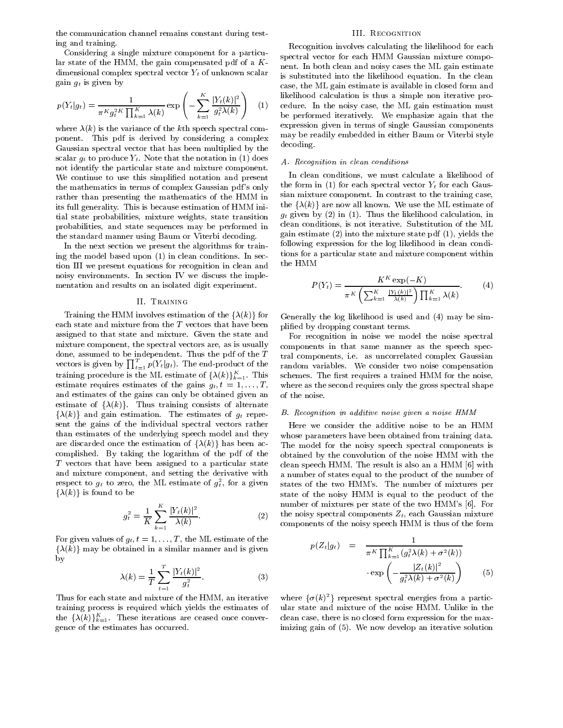the communication channel remains constant during testing and training.

Considering a single mixture component for a particular state of the HMM, the gain compensated pdf of a $K$-dimensional complex spectral vector $Y_t$ of unknown scalar gain $g_t$ is given by

$$p(Y_t|g_t) = \frac{1}{\pi^K g_t^{2K} \prod_{k=1}^{K} \lambda(k)} \exp\left( -\sum_{k=1}^{K} \frac{|Y_t(k)|^2}{g_t^2 \lambda(k)} \right) \quad (1)$$

where $\lambda(k)$ is the variance of the $k$th speech spectral component. This pdf is derived by considering a complex Gaussian spectral vector that has been multiplied by the scalar $g_t$ to produce $Y_t$. Note that the notation in (1) does not identify the particular state and mixture component. We continue to use this simplified notation and present the mathematics in terms of complex Gaussian pdf's only rather than presenting the mathematics of the HMM in its full generality. This is because estimation of HMM initial state probabilities, mixture weights, state transition probabilities, and state sequences may be performed in the standard manner using Baum or Viterbi decoding.

In the next section we present the algorithms for training the model based upon (1) in clean conditions. In section III we present equations for recognition in clean and noisy environments. In section IV we discuss the implementation and results on an isolated digit experiment.

## II. Training

Training the HMM involves estimation of the $\{\lambda(k)\}$ for each state and mixture from the $T$ vectors that have been assigned to that state and mixture. Given the state and mixture component, the spectral vectors are, as is usually done, assumed to be independent. Thus the pdf of the $T$ vectors is given by $\prod_{t=1}^{T} p(Y_t|g_t)$. The end-product of the training procedure is the ML estimate of $\{\lambda(k)\}_{k=1}^{K}$. This estimate requires estimates of the gains $g_t, t = 1, \ldots, T$, and estimates of the gains can only be obtained given an estimate of $\{\lambda(k)\}$. Thus training consists of alternate $\{\lambda(k)\}$ and gain estimation. The estimates of $g_t$ represent the gains of the individual spectral vectors rather than estimates of the underlying speech model and they are discarded once the estimation of $\{\lambda(k)\}$ has been accomplished. By taking the logarithm of the pdf of the $T$ vectors that have been assigned to a particular state and mixture component, and setting the derivative with respect to $g_t$ to zero, the ML estimate of $g_t^2$, for a given $\{\lambda(k)\}$ is found to be

$$g_t^2 = \frac{1}{K} \sum_{k=1}^{K} \frac{|Y_t(k)|^2}{\lambda(k)}. \quad (2)$$

For given values of $g_t, t = 1, \ldots, T$, the ML estimate of the $\{\lambda(k)\}$ may be obtained in a similar manner and is given by

$$\lambda(k) = \frac{1}{T} \sum_{t=1}^{T} \frac{|Y_t(k)|^2}{g_t^2}. \quad (3)$$

Thus for each state and mixture of the HMM, an iterative training process is required which yields the estimates of the $\{\lambda(k)\}_{k=1}^{K}$. These iterations are ceased once convergence of the estimates has occurred.

## III. Recognition

Recognition involves calculating the likelihood for each spectral vector for each HMM Gaussian mixture component. In both clean and noisy cases the ML gain estimate is substituted into the likelihood equation. In the clean case, the ML gain estimate is available in closed form and likelihood calculation is thus a simple non iterative procedure. In the noisy case, the ML gain estimation must be performed iteratively. We emphasize again that the expression given in terms of single Gaussian components may be readily embedded in either Baum or Viterbi style decoding.

### A. Recognition in clean conditions

In clean conditions, we must calculate a likelihood of the form in (1) for each spectral vector $Y_t$ for each Gaussian mixture component. In contrast to the training case, the $\{\lambda(k)\}$ are now all known. We use the ML estimate of $g_t$ given by (2) in (1). Thus the likelihood calculation, in clean conditions, is not iterative. Substitution of the ML gain estimate (2) into the mixture state pdf (1), yields the following expression for the log likelihood in clean conditions for a particular state and mixture component within the HMM

$$P(Y_t) = \frac{K^K \exp(-K)}{\pi^K \left( \sum_{k=1}^{K} \frac{|Y_t(k)|^2}{\lambda(k)} \right) \prod_{k=1}^{K} \lambda(k)}. \quad (4)$$

Generally the log likelihood is used and (4) may be simplified by dropping constant terms.

For recognition in noise we model the noise spectral components in that same manner as the speech spectral components, i.e. as uncorrelated complex Gaussian random variables. We consider two noise compensation schemes. The first requires a trained HMM for the noise, where as the second requires only the gross spectral shape of the noise.

### B. Recognition in additive noise given a noise HMM

Here we consider the additive noise to be an HMM whose parameters have been obtained from training data. The model for the noisy speech spectral components is obtained by the convolution of the noise HMM with the clean speech HMM. The result is also an a HMM [6] with a number of states equal to the product of the number of states of the two HMM's. The number of mixtures per state of the noisy HMM is equal to the product of the number of mixtures per state of the two HMM's [6]. For the noisy spectral components $Z_t$, each Gaussian mixture components of the noisy speech HMM is thus of the form

$$p(Z_t|g_t) = \frac{1}{\pi^K \prod_{k=1}^{K} (g_t^2 \lambda(k) + \sigma^2(k))} \cdot \exp\left( -\frac{|Z_t(k)|^2}{g_t^2 \lambda(k) + \sigma^2(k)} \right) \quad (5)$$

where $\{\sigma(k)^2\}$ represent spectral energies from a particular state and mixture of the noise HMM. Unlike in the clean case, there is no closed form expression for the maximizing gain of (5). We now develop an iterative solution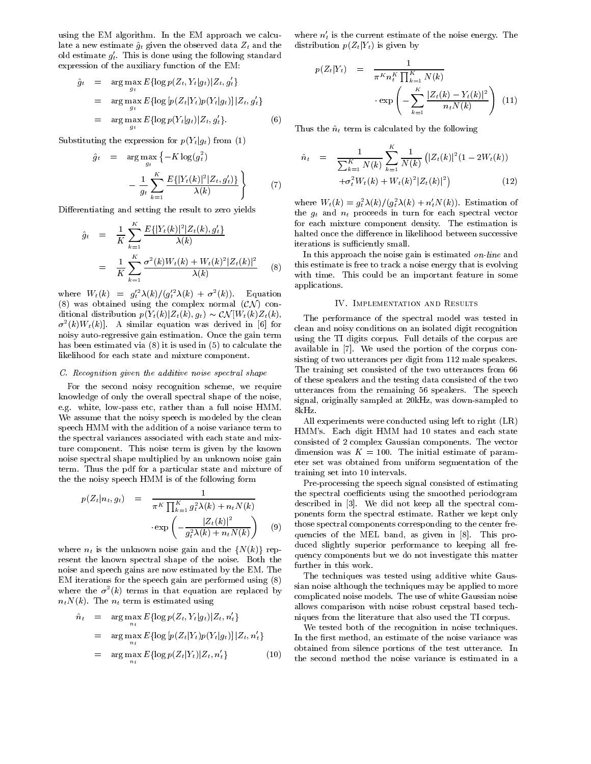using the EM algorithm. In the EM approach we calculate a new estimate $\hat{g}_t$ given the observed data $Z_t$ and the old estimate $g'_t$. This is done using the following standard expression of the auxiliary function of the EM:

$$
\begin{aligned}
\hat{g}_t &= \arg\max_{g_t} E\{\log p(Z_t, Y_t|g_t)|Z_t, g'_t\} \\
&= \arg\max_{g_t} E\{\log\left[p(Z_t|Y_t)p(Y_t|g_t)\right]|Z_t, g'_t\} \\
&= \arg\max_{g_t} E\{\log p(Y_t|g_t)|Z_t, g'_t\}. \qquad (6)
\end{aligned}
$$

Substituting the expression for $p(Y_t|g_t)$ from (1)

$$
\begin{aligned}
\hat{g}_t &= \arg\max_{g_t} \Bigg\{-K\log(g_t^2) \\
&\quad - \frac{1}{g_t}\sum_{k=1}^{K}\frac{E\{|Y_t(k)|^2|Z_t, g'_t)\}}{\lambda(k)}\Bigg\} \qquad (7)
\end{aligned}
$$

Differentiating and setting the result to zero yields

$$
\begin{aligned}
\hat{g}_t &= \frac{1}{K}\sum_{k=1}^{K}\frac{E\{|Y_t(k)|^2|Z_t(k), g'_t\}}{\lambda(k)} \\
&= \frac{1}{K}\sum_{k=1}^{K}\frac{\sigma^2(k)W_t(k) + W_t(k)^2|Z_t(k)|^2}{\lambda(k)} \qquad (8)
\end{aligned}
$$

where $W_t(k) = g_t'^2\lambda(k)/(g_t'^2\lambda(k) + \sigma^2(k))$. Equation (8) was obtained using the complex normal $(\mathcal{CN})$ conditional distribution $p(Y_t(k)|Z_t(k), g_t) \sim \mathcal{CN}[W_t(k)Z_t(k), \sigma^2(k)W_t(k)]$. A similar equation was derived in [6] for noisy auto-regressive gain estimation. Once the gain term has been estimated via (8) it is used in (5) to calculate the likelihood for each state and mixture component.

### C. Recognition given the additive noise spectral shape

For the second noisy recognition scheme, we require knowledge of only the overall spectral shape of the noise, e.g. white, low-pass etc, rather than a full noise HMM. We assume that the noisy speech is modeled by the clean speech HMM with the addition of a noise variance term to the spectral variances associated with each state and mixture component. This noise term is given by the known noise spectral shape multiplied by an unknown noise gain term. Thus the pdf for a particular state and mixture of the the noisy speech HMM is of the following form

$$
\begin{aligned}
p(Z_t|n_t, g_t) &= \frac{1}{\pi^K\prod_{k=1}^{K} g_t^2\lambda(k) + n_tN(k)} \\
&\quad \cdot\exp\left(-\frac{|Z_t(k)|^2}{g_t^2\lambda(k) + n_tN(k)}\right) \qquad (9)
\end{aligned}
$$

where $n_t$ is the unknown noise gain and the $\{N(k)\}$ represent the known spectral shape of the noise. Both the noise and speech gains are now estimated by the EM. The EM iterations for the speech gain are performed using (8) where the $\sigma^2(k)$ terms in that equation are replaced by $n_tN(k)$. The $n_t$ term is estimated using

$$
\begin{aligned}
\hat{n}_t &= \arg\max_{n_t} E\{\log p(Z_t, Y_t|g_t)|Z_t, n'_t\} \\
&= \arg\max_{n_t} E\{\log\left[p(Z_t|Y_t)p(Y_t|g_t)\right]|Z_t, n'_t\} \\
&= \arg\max_{n_t} E\{\log p(Z_t|Y_t)|Z_t, n'_t\} \qquad (10)
\end{aligned}
$$

where $n'_t$ is the current estimate of the noise energy. The distribution $p(Z_t|Y_t)$ is given by

$$
\begin{aligned}
p(Z_t|Y_t) &= \frac{1}{\pi^K n_t^K\prod_{k=1}^{K} N(k)} \\
&\quad \cdot\exp\left(-\sum_{k=1}^{K}\frac{|Z_t(k) - Y_t(k)|^2}{n_tN(k)}\right) \qquad (11)
\end{aligned}
$$

Thus the $\hat{n}_t$ term is calculated by the following

$$
\begin{aligned}
\hat{n}_t &= \frac{1}{\sum_{k=1}^{K} N(k)}\sum_{k=1}^{K}\frac{1}{N(k)}\left(|Z_t(k)|^2(1 - 2W_t(k))\right. \\
&\quad \left. + \sigma_t^2W_t(k) + W_t(k)^2|Z_t(k)|^2\right) \qquad (12)
\end{aligned}
$$

where $W_t(k) = g_t^2\lambda(k)/(g_t^2\lambda(k) + n'_tN(k))$. Estimation of the $g_t$ and $n_t$ proceeds in turn for each spectral vector for each mixture component density. The estimation is halted once the difference in likelihood between successive iterations is sufficiently small.

In this approach the noise gain is estimated *on-line* and this estimate is free to track a noise energy that is evolving with time. This could be an important feature in some applications.

## IV. Implementation and Results

The performance of the spectral model was tested in clean and noisy conditions on an isolated digit recognition using the TI digits corpus. Full details of the corpus are available in [7]. We used the portion of the corpus consisting of two utterances per digit from 112 male speakers. The training set consisted of the two utterances from 66 of these speakers and the testing data consisted of the two utterances from the remaining 56 speakers. The speech signal, originally sampled at 20kHz, was down-sampled to 8kHz.

All experiments were conducted using left to right (LR) HMM's. Each digit HMM had 10 states and each state consisted of 2 complex Gaussian components. The vector dimension was $K = 100$. The initial estimate of parameter set was obtained from uniform segmentation of the training set into 10 intervals.

Pre-processing the speech signal consisted of estimating the spectral coefficients using the smoothed periodogram described in [3]. We did not keep all the spectral components form the spectral estimate. Rather we kept only those spectral components corresponding to the center frequencies of the MEL band, as given in [8]. This produced slightly superior performance to keeping all frequency components but we do not investigate this matter further in this work.

The techniques was tested using additive white Gaussian noise although the techniques may be applied to more complicated noise models. The use of white Gaussian noise allows comparison with noise robust cepstral based techniques from the literature that also used the TI corpus.

We tested both of the recognition in noise techniques. In the first method, an estimate of the noise variance was obtained from silence portions of the test utterance. In the second method the noise variance is estimated in a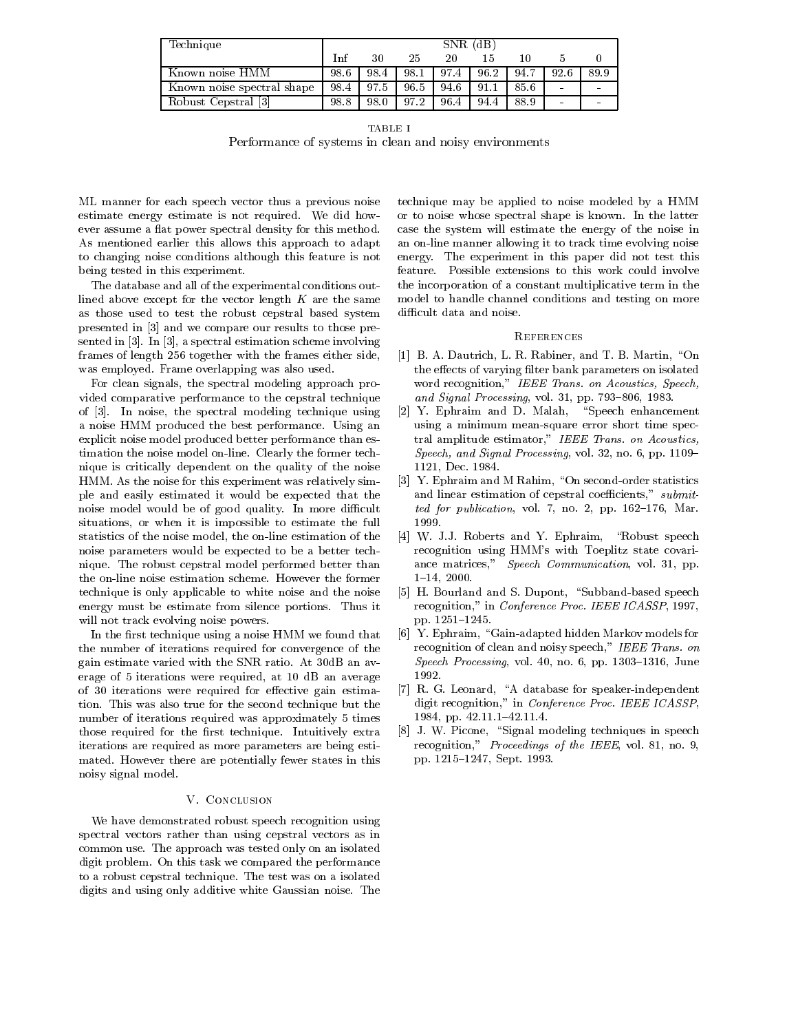| Technique | SNR (dB) | | | | | | | |
|---|---|---|---|---|---|---|---|---|
| | Inf | 30 | 25 | 20 | 15 | 10 | 5 | 0 |
| Known noise HMM | 98.6 | 98.4 | 98.1 | 97.4 | 96.2 | 94.7 | 92.6 | 89.9 |
| Known noise spectral shape | 98.4 | 97.5 | 96.5 | 94.6 | 91.1 | 85.6 | - | - |
| Robust Cepstral [3] | 98.8 | 98.0 | 97.2 | 96.4 | 94.4 | 88.9 | - | - |

TABLE I
Performance of systems in clean and noisy environments

ML manner for each speech vector thus a previous noise estimate energy estimate is not required. We did however assume a flat power spectral density for this method. As mentioned earlier this allows this approach to adapt to changing noise conditions although this feature is not being tested in this experiment.

The database and all of the experimental conditions outlined above except for the vector length $K$ are the same as those used to test the robust cepstral based system presented in [3] and we compare our results to those presented in [3]. In [3], a spectral estimation scheme involving frames of length 256 together with the frames either side, was employed. Frame overlapping was also used.

For clean signals, the spectral modeling approach provided comparative performance to the cepstral technique of [3]. In noise, the spectral modeling technique using a noise HMM produced the best performance. Using an explicit noise model produced better performance than estimation the noise model on-line. Clearly the former technique is critically dependent on the quality of the noise HMM. As the noise for this experiment was relatively simple and easily estimated it would be expected that the noise model would be of good quality. In more difficult situations, or when it is impossible to estimate the full statistics of the noise model, the on-line estimation of the noise parameters would be expected to be a better technique. The robust cepstral model performed better than the on-line noise estimation scheme. However the former technique is only applicable to white noise and the noise energy must be estimate from silence portions. Thus it will not track evolving noise powers.

In the first technique using a noise HMM we found that the number of iterations required for convergence of the gain estimate varied with the SNR ratio. At 30dB an average of 5 iterations were required, at 10 dB an average of 30 iterations were required for effective gain estimation. This was also true for the second technique but the number of iterations required was approximately 5 times those required for the first technique. Intuitively extra iterations are required as more parameters are being estimated. However there are potentially fewer states in this noisy signal model.

## V. Conclusion

We have demonstrated robust speech recognition using spectral vectors rather than using cepstral vectors as in common use. The approach was tested only on an isolated digit problem. On this task we compared the performance to a robust cepstral technique. The test was on a isolated digits and using only additive white Gaussian noise. The technique may be applied to noise modeled by a HMM or to noise whose spectral shape is known. In the latter case the system will estimate the energy of the noise in an on-line manner allowing it to track time evolving noise energy. The experiment in this paper did not test this feature. Possible extensions to this work could involve the incorporation of a constant multiplicative term in the model to handle channel conditions and testing on more difficult data and noise.

## References

[1] B. A. Dautrich, L. R. Rabiner, and T. B. Martin, "On the effects of varying filter bank parameters on isolated word recognition," *IEEE Trans. on Acoustics, Speech, and Signal Processing*, vol. 31, pp. 793–806, 1983.

[2] Y. Ephraim and D. Malah, "Speech enhancement using a minimum mean-square error short time spectral amplitude estimator," *IEEE Trans. on Acoustics, Speech, and Signal Processing*, vol. 32, no. 6, pp. 1109–1121, Dec. 1984.

[3] Y. Ephraim and M Rahim, "On second-order statistics and linear estimation of cepstral coefficients," *submitted for publication*, vol. 7, no. 2, pp. 162–176, Mar. 1999.

[4] W. J.J. Roberts and Y. Ephraim, "Robust speech recognition using HMM's with Toeplitz state covariance matrices," *Speech Communication*, vol. 31, pp. 1–14, 2000.

[5] H. Bourland and S. Dupont, "Subband-based speech recognition," in *Conference Proc. IEEE ICASSP*, 1997, pp. 1251–1245.

[6] Y. Ephraim, "Gain-adapted hidden Markov models for recognition of clean and noisy speech," *IEEE Trans. on Speech Processing*, vol. 40, no. 6, pp. 1303–1316, June 1992.

[7] R. G. Leonard, "A database for speaker-independent digit recognition," in *Conference Proc. IEEE ICASSP*, 1984, pp. 42.11.1–42.11.4.

[8] J. W. Picone, "Signal modeling techniques in speech recognition," *Proceedings of the IEEE*, vol. 81, no. 9, pp. 1215–1247, Sept. 1993.